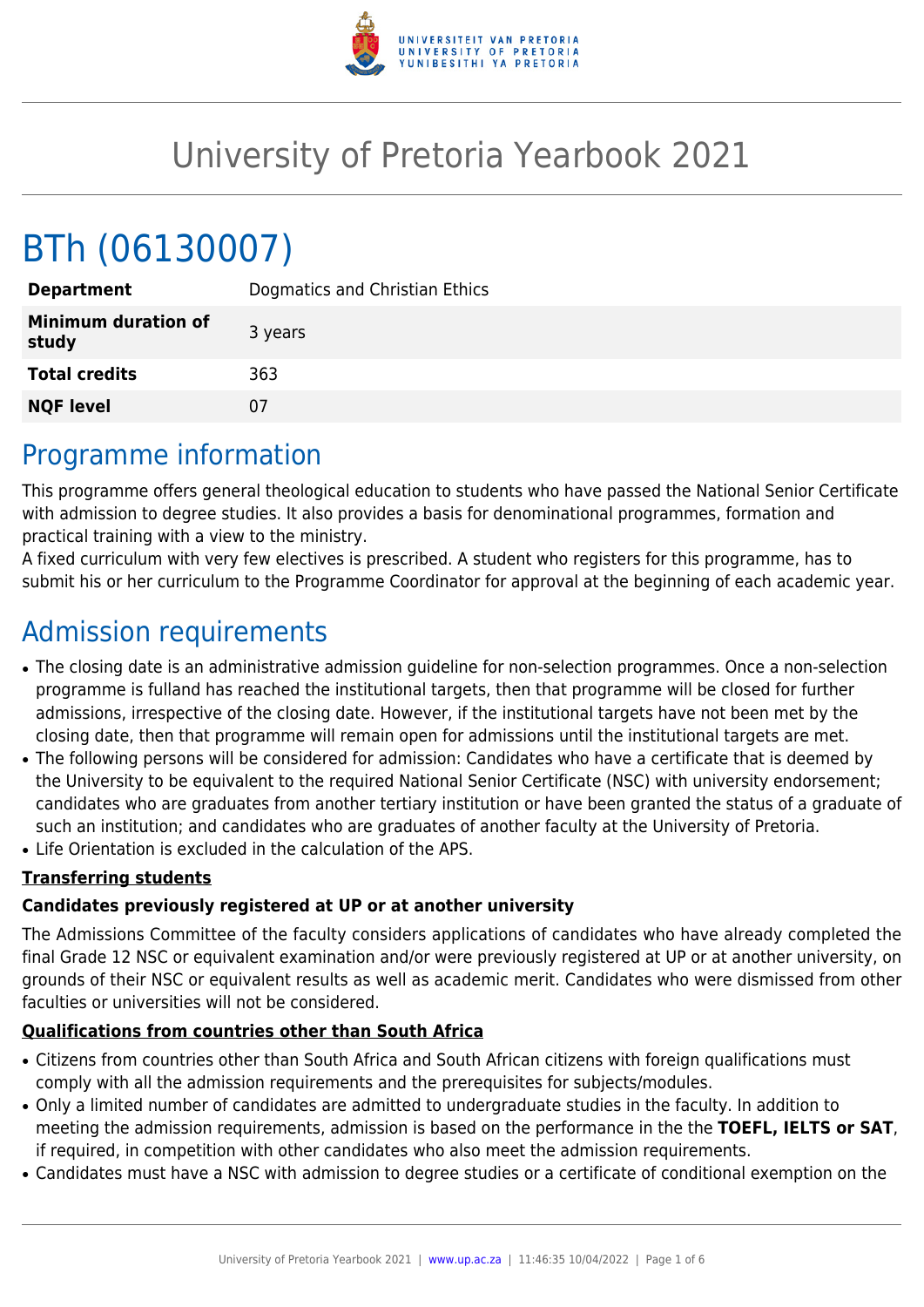# University of Pretoria Yearbook 2021

# BTh (06130007)

| | |
|---|---|
| **Department** | Dogmatics and Christian Ethics |
| **Minimum duration of study** | 3 years |
| **Total credits** | 363 |
| **NQF level** | 07 |

## Programme information

This programme offers general theological education to students who have passed the National Senior Certificate with admission to degree studies. It also provides a basis for denominational programmes, formation and practical training with a view to the ministry.
A fixed curriculum with very few electives is prescribed. A student who registers for this programme, has to submit his or her curriculum to the Programme Coordinator for approval at the beginning of each academic year.

## Admission requirements

- The closing date is an administrative admission guideline for non-selection programmes. Once a non-selection programme is fulland has reached the institutional targets, then that programme will be closed for further admissions, irrespective of the closing date. However, if the institutional targets have not been met by the closing date, then that programme will remain open for admissions until the institutional targets are met.
- The following persons will be considered for admission: Candidates who have a certificate that is deemed by the University to be equivalent to the required National Senior Certificate (NSC) with university endorsement; candidates who are graduates from another tertiary institution or have been granted the status of a graduate of such an institution; and candidates who are graduates of another faculty at the University of Pretoria.
- Life Orientation is excluded in the calculation of the APS.

**Transferring students**

**Candidates previously registered at UP or at another university**

The Admissions Committee of the faculty considers applications of candidates who have already completed the final Grade 12 NSC or equivalent examination and/or were previously registered at UP or at another university, on grounds of their NSC or equivalent results as well as academic merit. Candidates who were dismissed from other faculties or universities will not be considered.

**Qualifications from countries other than South Africa**

- Citizens from countries other than South Africa and South African citizens with foreign qualifications must comply with all the admission requirements and the prerequisites for subjects/modules.
- Only a limited number of candidates are admitted to undergraduate studies in the faculty. In addition to meeting the admission requirements, admission is based on the performance in the the **TOEFL, IELTS or SAT**, if required, in competition with other candidates who also meet the admission requirements.
- Candidates must have a NSC with admission to degree studies or a certificate of conditional exemption on the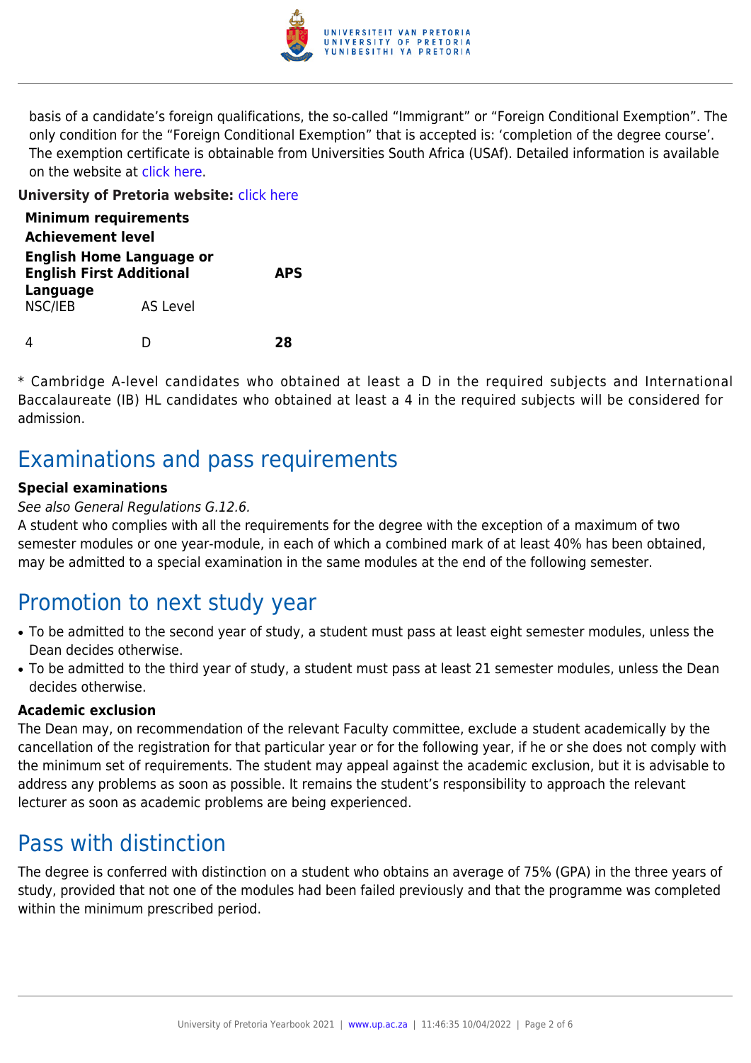basis of a candidate's foreign qualifications, the so-called "Immigrant" or "Foreign Conditional Exemption". The only condition for the "Foreign Conditional Exemption" that is accepted is: 'completion of the degree course'. The exemption certificate is obtainable from Universities South Africa (USAf). Detailed information is available on the website at click here.

**University of Pretoria website:** click here

| **Minimum requirements** | | |
|---|---|---|
| **Achievement level** | | |
| **English Home Language or English First Additional Language** | | **APS** |
| NSC/IEB | AS Level | |
| 4 | D | **28** |

* Cambridge A-level candidates who obtained at least a D in the required subjects and International Baccalaureate (IB) HL candidates who obtained at least a 4 in the required subjects will be considered for admission.

# Examinations and pass requirements

**Special examinations**

*See also General Regulations G.12.6.*

A student who complies with all the requirements for the degree with the exception of a maximum of two semester modules or one year-module, in each of which a combined mark of at least 40% has been obtained, may be admitted to a special examination in the same modules at the end of the following semester.

# Promotion to next study year

- To be admitted to the second year of study, a student must pass at least eight semester modules, unless the Dean decides otherwise.
- To be admitted to the third year of study, a student must pass at least 21 semester modules, unless the Dean decides otherwise.

**Academic exclusion**

The Dean may, on recommendation of the relevant Faculty committee, exclude a student academically by the cancellation of the registration for that particular year or for the following year, if he or she does not comply with the minimum set of requirements. The student may appeal against the academic exclusion, but it is advisable to address any problems as soon as possible. It remains the student's responsibility to approach the relevant lecturer as soon as academic problems are being experienced.

# Pass with distinction

The degree is conferred with distinction on a student who obtains an average of 75% (GPA) in the three years of study, provided that not one of the modules had been failed previously and that the programme was completed within the minimum prescribed period.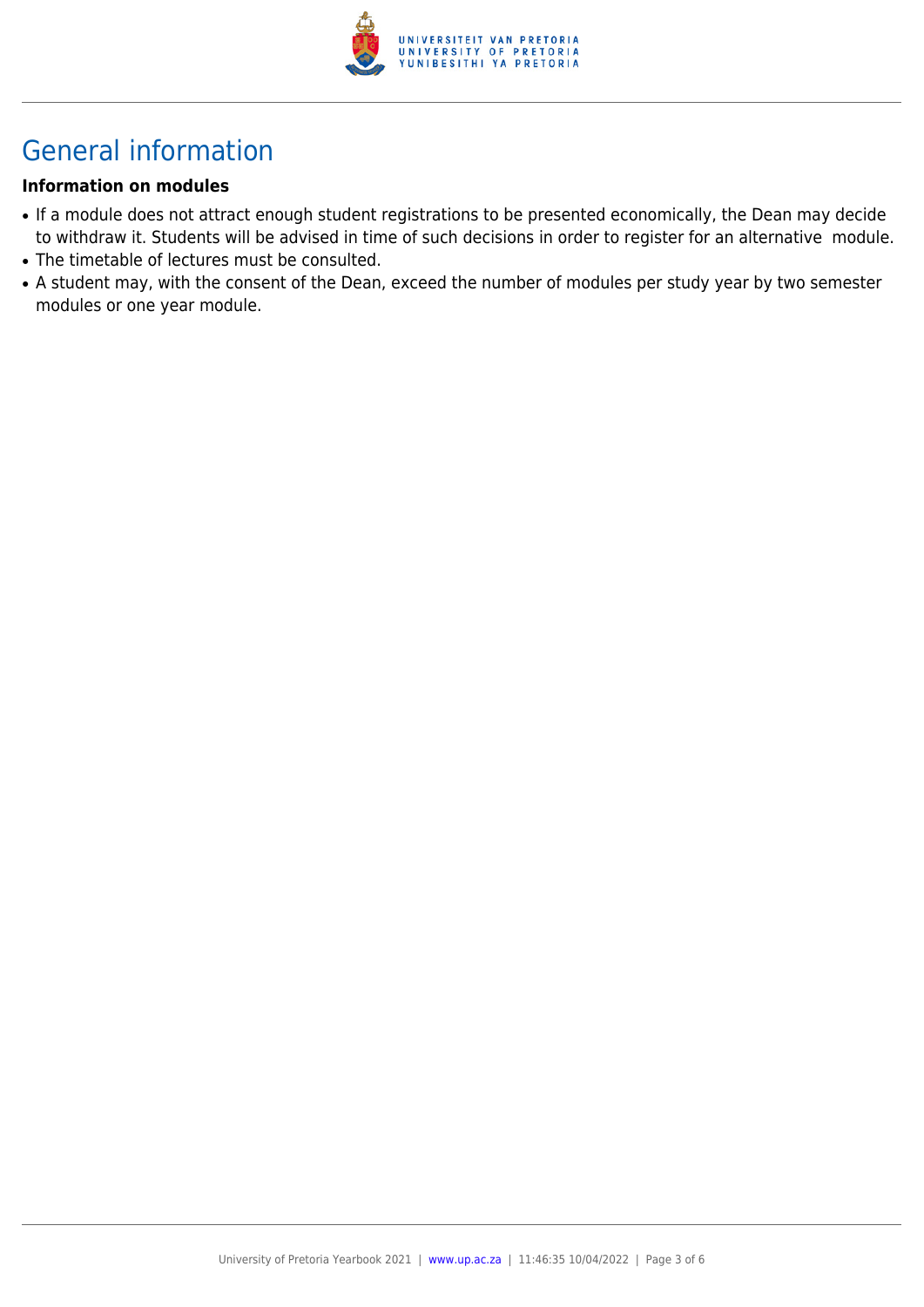# General information

**Information on modules**

- If a module does not attract enough student registrations to be presented economically, the Dean may decide to withdraw it. Students will be advised in time of such decisions in order to register for an alternative module.
- The timetable of lectures must be consulted.
- A student may, with the consent of the Dean, exceed the number of modules per study year by two semester modules or one year module.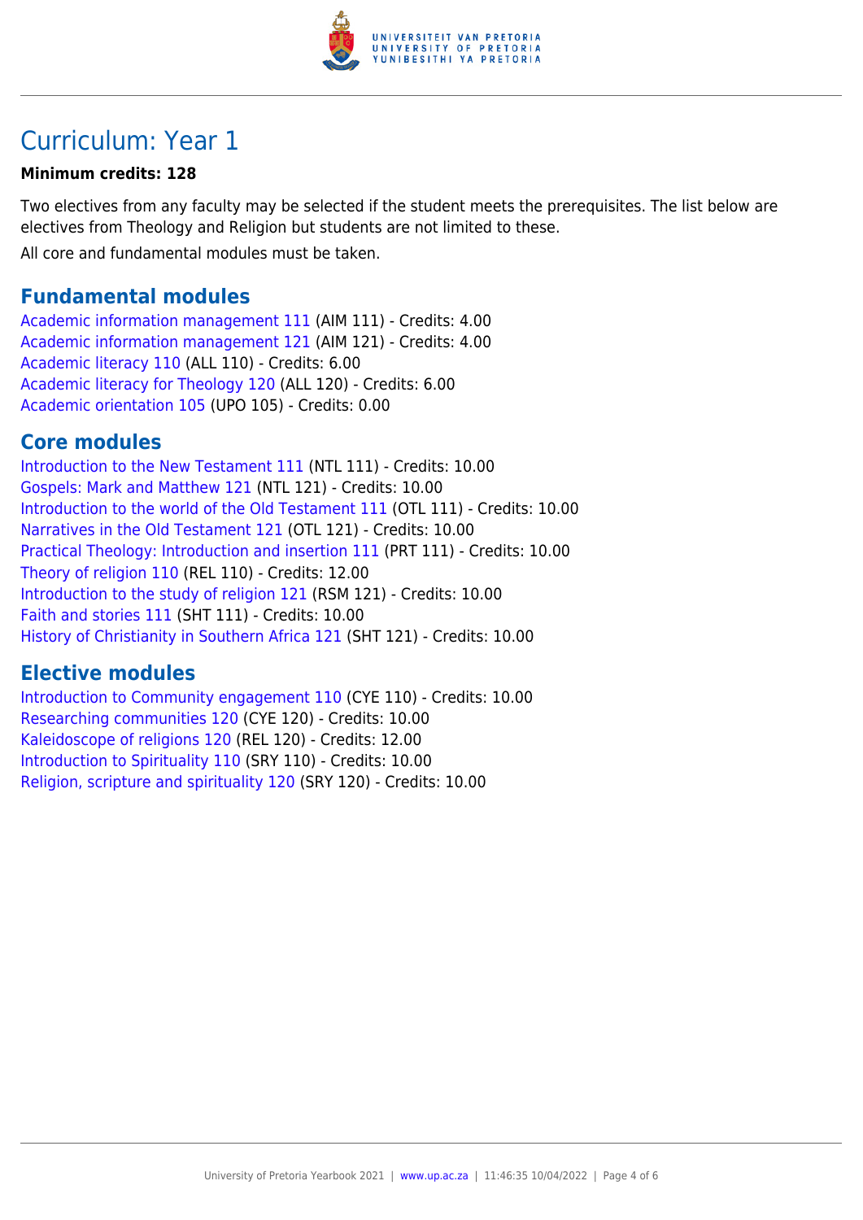# Curriculum: Year 1

**Minimum credits: 128**

Two electives from any faculty may be selected if the student meets the prerequisites. The list below are electives from Theology and Religion but students are not limited to these.

All core and fundamental modules must be taken.

## Fundamental modules

Academic information management 111 (AIM 111) - Credits: 4.00
Academic information management 121 (AIM 121) - Credits: 4.00
Academic literacy 110 (ALL 110) - Credits: 6.00
Academic literacy for Theology 120 (ALL 120) - Credits: 6.00
Academic orientation 105 (UPO 105) - Credits: 0.00

## Core modules

Introduction to the New Testament 111 (NTL 111) - Credits: 10.00
Gospels: Mark and Matthew 121 (NTL 121) - Credits: 10.00
Introduction to the world of the Old Testament 111 (OTL 111) - Credits: 10.00
Narratives in the Old Testament 121 (OTL 121) - Credits: 10.00
Practical Theology: Introduction and insertion 111 (PRT 111) - Credits: 10.00
Theory of religion 110 (REL 110) - Credits: 12.00
Introduction to the study of religion 121 (RSM 121) - Credits: 10.00
Faith and stories 111 (SHT 111) - Credits: 10.00
History of Christianity in Southern Africa 121 (SHT 121) - Credits: 10.00

## Elective modules

Introduction to Community engagement 110 (CYE 110) - Credits: 10.00
Researching communities 120 (CYE 120) - Credits: 10.00
Kaleidoscope of religions 120 (REL 120) - Credits: 12.00
Introduction to Spirituality 110 (SRY 110) - Credits: 10.00
Religion, scripture and spirituality 120 (SRY 120) - Credits: 10.00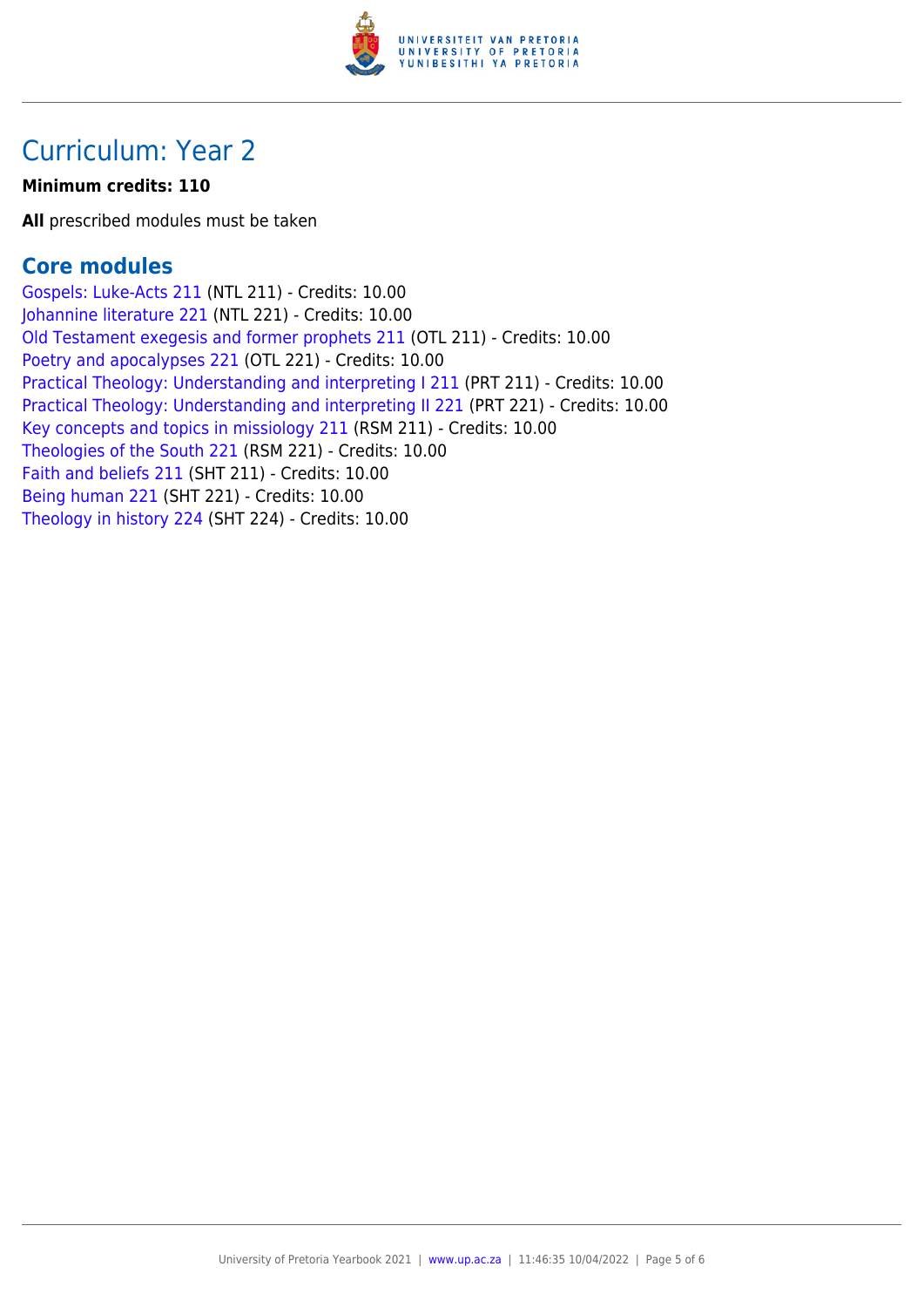# Curriculum: Year 2

**Minimum credits: 110**

**All** prescribed modules must be taken

## Core modules

Gospels: Luke-Acts 211 (NTL 211) - Credits: 10.00
Johannine literature 221 (NTL 221) - Credits: 10.00
Old Testament exegesis and former prophets 211 (OTL 211) - Credits: 10.00
Poetry and apocalypses 221 (OTL 221) - Credits: 10.00
Practical Theology: Understanding and interpreting I 211 (PRT 211) - Credits: 10.00
Practical Theology: Understanding and interpreting II 221 (PRT 221) - Credits: 10.00
Key concepts and topics in missiology 211 (RSM 211) - Credits: 10.00
Theologies of the South 221 (RSM 221) - Credits: 10.00
Faith and beliefs 211 (SHT 211) - Credits: 10.00
Being human 221 (SHT 221) - Credits: 10.00
Theology in history 224 (SHT 224) - Credits: 10.00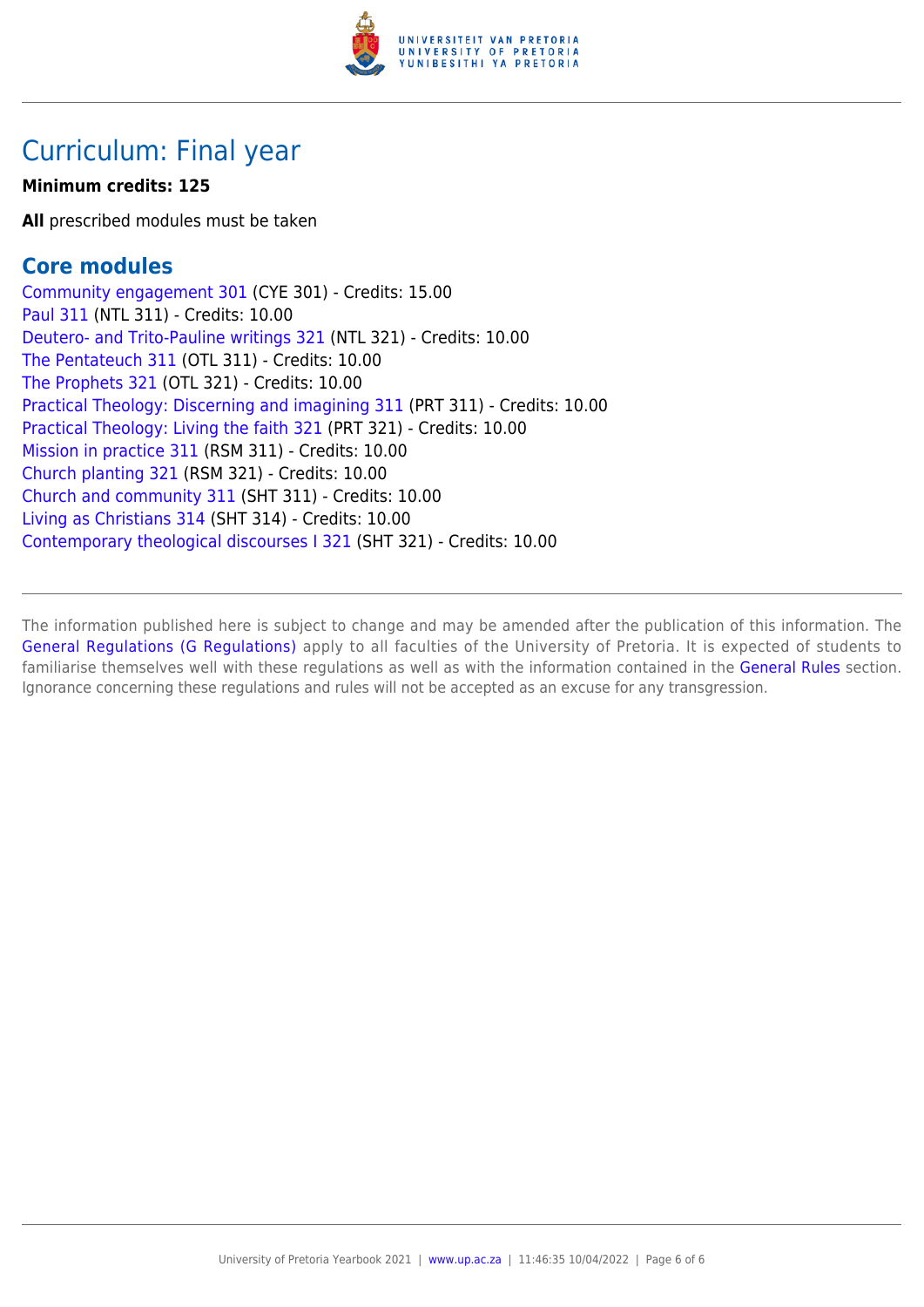# Curriculum: Final year

**Minimum credits: 125**

**All** prescribed modules must be taken

## Core modules

Community engagement 301 (CYE 301) - Credits: 15.00
Paul 311 (NTL 311) - Credits: 10.00
Deutero- and Trito-Pauline writings 321 (NTL 321) - Credits: 10.00
The Pentateuch 311 (OTL 311) - Credits: 10.00
The Prophets 321 (OTL 321) - Credits: 10.00
Practical Theology: Discerning and imagining 311 (PRT 311) - Credits: 10.00
Practical Theology: Living the faith 321 (PRT 321) - Credits: 10.00
Mission in practice 311 (RSM 311) - Credits: 10.00
Church planting 321 (RSM 321) - Credits: 10.00
Church and community 311 (SHT 311) - Credits: 10.00
Living as Christians 314 (SHT 314) - Credits: 10.00
Contemporary theological discourses I 321 (SHT 321) - Credits: 10.00

---

The information published here is subject to change and may be amended after the publication of this information. The General Regulations (G Regulations) apply to all faculties of the University of Pretoria. It is expected of students to familiarise themselves well with these regulations as well as with the information contained in the General Rules section. Ignorance concerning these regulations and rules will not be accepted as an excuse for any transgression.